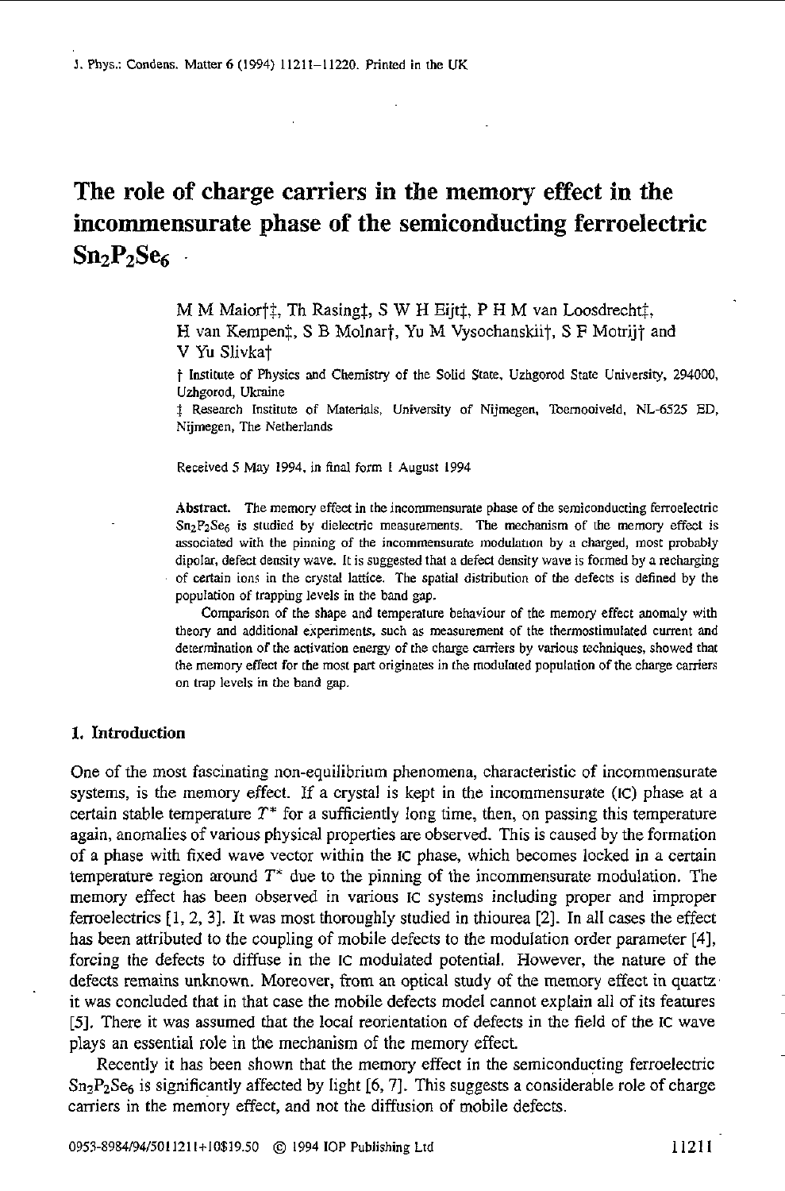# The role of charge carriers in the memory effect in the incommensurate phase of the semiconducting ferroelectric $Sn_2P_2Se_6$

M M Maior†‡, Th Rasing‡, S W H Eijt‡, P H M van Loosdrecht‡, H van Kempen‡, S B Molnar†, Yu M Vysochanskii†, S F Motrij† and V Yu Slivka†

† Institute of Physics and Chemistry of the Solid State, Uzhgorod State University, 294000, Uzhgorod, Ukraine

‡ Research Institute of Materials, University of Nijmegen, Toernooiveld, NL-6525 ED, Nijmegen, The Netherlands

Received 5 May 1994, in final form 1 August 1994

**Abstract.** The memory effect in the incommensurate phase of the semiconducting ferroelectric $Sn_2P_2Se_6$ is studied by dielectric measurements. The mechanism of the memory effect is associated with the pinning of the incommensurate modulation by a charged, most probably dipolar, defect density wave. It is suggested that a defect density wave is formed by a recharging of certain ions in the crystal lattice. The spatial distribution of the defects is defined by the population of trapping levels in the band gap.

Comparison of the shape and temperature behaviour of the memory effect anomaly with theory and additional experiments, such as measurement of the thermostimulated current and determination of the activation energy of the charge carriers by various techniques, showed that the memory effect for the most part originates in the modulated population of the charge carriers on trap levels in the band gap.

## 1. Introduction

One of the most fascinating non-equilibrium phenomena, characteristic of incommensurate systems, is the memory effect. If a crystal is kept in the incommensurate (IC) phase at a certain stable temperature $T^*$ for a sufficiently long time, then, on passing this temperature again, anomalies of various physical properties are observed. This is caused by the formation of a phase with fixed wave vector within the IC phase, which becomes locked in a certain temperature region around $T^*$ due to the pinning of the incommensurate modulation. The memory effect has been observed in various IC systems including proper and improper ferroelectrics [1, 2, 3]. It was most thoroughly studied in thiourea [2]. In all cases the effect has been attributed to the coupling of mobile defects to the modulation order parameter [4], forcing the defects to diffuse in the IC modulated potential. However, the nature of the defects remains unknown. Moreover, from an optical study of the memory effect in quartz it was concluded that in that case the mobile defects model cannot explain all of its features [5]. There it was assumed that the local reorientation of defects in the field of the IC wave plays an essential role in the mechanism of the memory effect.

Recently it has been shown that the memory effect in the semiconducting ferroelectric $Sn_2P_2Se_6$ is significantly affected by light [6, 7]. This suggests a considerable role of charge carriers in the memory effect, and not the diffusion of mobile defects.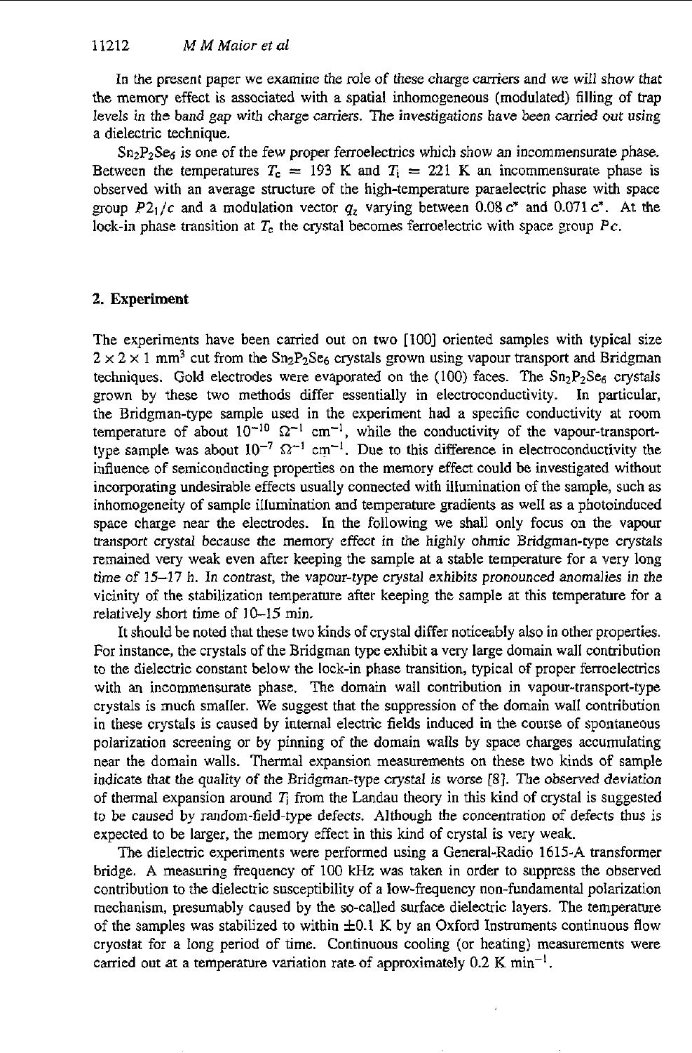In the present paper we examine the role of these charge carriers and we will show that the memory effect is associated with a spatial inhomogeneous (modulated) filling of trap levels in the band gap with charge carriers. The investigations have been carried out using a dielectric technique.

$Sn_2P_2Se_6$ is one of the few proper ferroelectrics which show an incommensurate phase. Between the temperatures $T_c = 193$ K and $T_i = 221$ K an incommensurate phase is observed with an average structure of the high-temperature paraelectric phase with space group $P2_1/c$ and a modulation vector $q_z$ varying between $0.08\,c^*$ and $0.071\,c^*$. At the lock-in phase transition at $T_c$ the crystal becomes ferroelectric with space group $Pc$.

## 2. Experiment

The experiments have been carried out on two [100] oriented samples with typical size $2 \times 2 \times 1$ mm$^3$ cut from the $Sn_2P_2Se_6$ crystals grown using vapour transport and Bridgman techniques. Gold electrodes were evaporated on the (100) faces. The $Sn_2P_2Se_6$ crystals grown by these two methods differ essentially in electroconductivity. In particular, the Bridgman-type sample used in the experiment had a specific conductivity at room temperature of about $10^{-10}$ $\Omega^{-1}$ cm$^{-1}$, while the conductivity of the vapour-transport-type sample was about $10^{-7}$ $\Omega^{-1}$ cm$^{-1}$. Due to this difference in electroconductivity the influence of semiconducting properties on the memory effect could be investigated without incorporating undesirable effects usually connected with illumination of the sample, such as inhomogeneity of sample illumination and temperature gradients as well as a photoinduced space charge near the electrodes. In the following we shall only focus on the vapour transport crystal because the memory effect in the highly ohmic Bridgman-type crystals remained very weak even after keeping the sample at a stable temperature for a very long time of 15–17 h. In contrast, the vapour-type crystal exhibits pronounced anomalies in the vicinity of the stabilization temperature after keeping the sample at this temperature for a relatively short time of 10–15 min.

It should be noted that these two kinds of crystal differ noticeably also in other properties. For instance, the crystals of the Bridgman type exhibit a very large domain wall contribution to the dielectric constant below the lock-in phase transition, typical of proper ferroelectrics with an incommensurate phase. The domain wall contribution in vapour-transport-type crystals is much smaller. We suggest that the suppression of the domain wall contribution in these crystals is caused by internal electric fields induced in the course of spontaneous polarization screening or by pinning of the domain walls by space charges accumulating near the domain walls. Thermal expansion measurements on these two kinds of sample indicate that the quality of the Bridgman-type crystal is worse [8]. The observed deviation of thermal expansion around $T_i$ from the Landau theory in this kind of crystal is suggested to be caused by random-field-type defects. Although the concentration of defects thus is expected to be larger, the memory effect in this kind of crystal is very weak.

The dielectric experiments were performed using a General-Radio 1615-A transformer bridge. A measuring frequency of 100 kHz was taken in order to suppress the observed contribution to the dielectric susceptibility of a low-frequency non-fundamental polarization mechanism, presumably caused by the so-called surface dielectric layers. The temperature of the samples was stabilized to within $\pm 0.1$ K by an Oxford Instruments continuous flow cryostat for a long period of time. Continuous cooling (or heating) measurements were carried out at a temperature variation rate of approximately 0.2 K min$^{-1}$.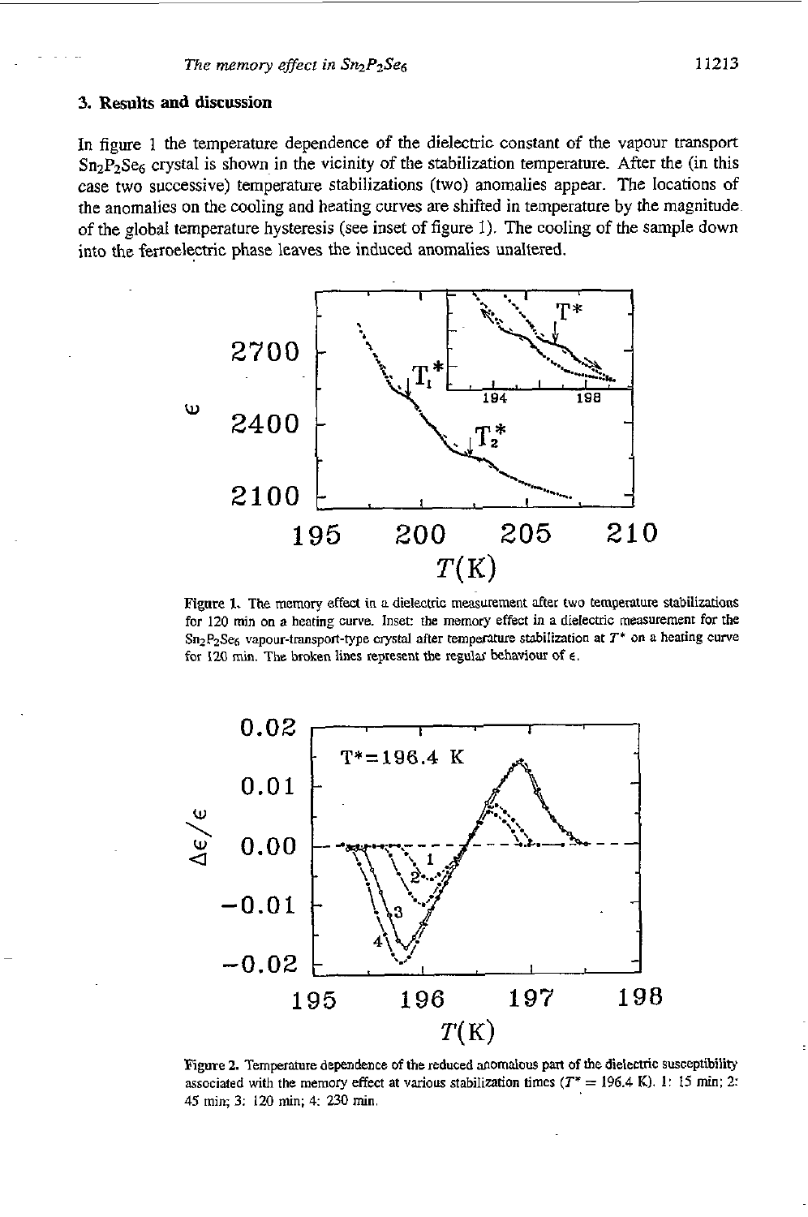## 3. Results and discussion

In figure 1 the temperature dependence of the dielectric constant of the vapour transport $Sn_2P_2Se_6$ crystal is shown in the vicinity of the stabilization temperature. After the (in this case two successive) temperature stabilizations (two) anomalies appear. The locations of the anomalies on the cooling and heating curves are shifted in temperature by the magnitude of the global temperature hysteresis (see inset of figure 1). The cooling of the sample down into the ferroelectric phase leaves the induced anomalies unaltered.

**Figure 1.** The memory effect in a dielectric measurement after two temperature stabilizations for 120 min on a heating curve. Inset: the memory effect in a dielectric measurement for the $Sn_2P_2Se_6$ vapour-transport-type crystal after temperature stabilization at $T^*$ on a heating curve for 120 min. The broken lines represent the regular behaviour of $\epsilon$.

**Figure 2.** Temperature dependence of the reduced anomalous part of the dielectric susceptibility associated with the memory effect at various stabilization times ($T^* = 196.4$ K). 1: 15 min; 2: 45 min; 3: 120 min; 4: 230 min.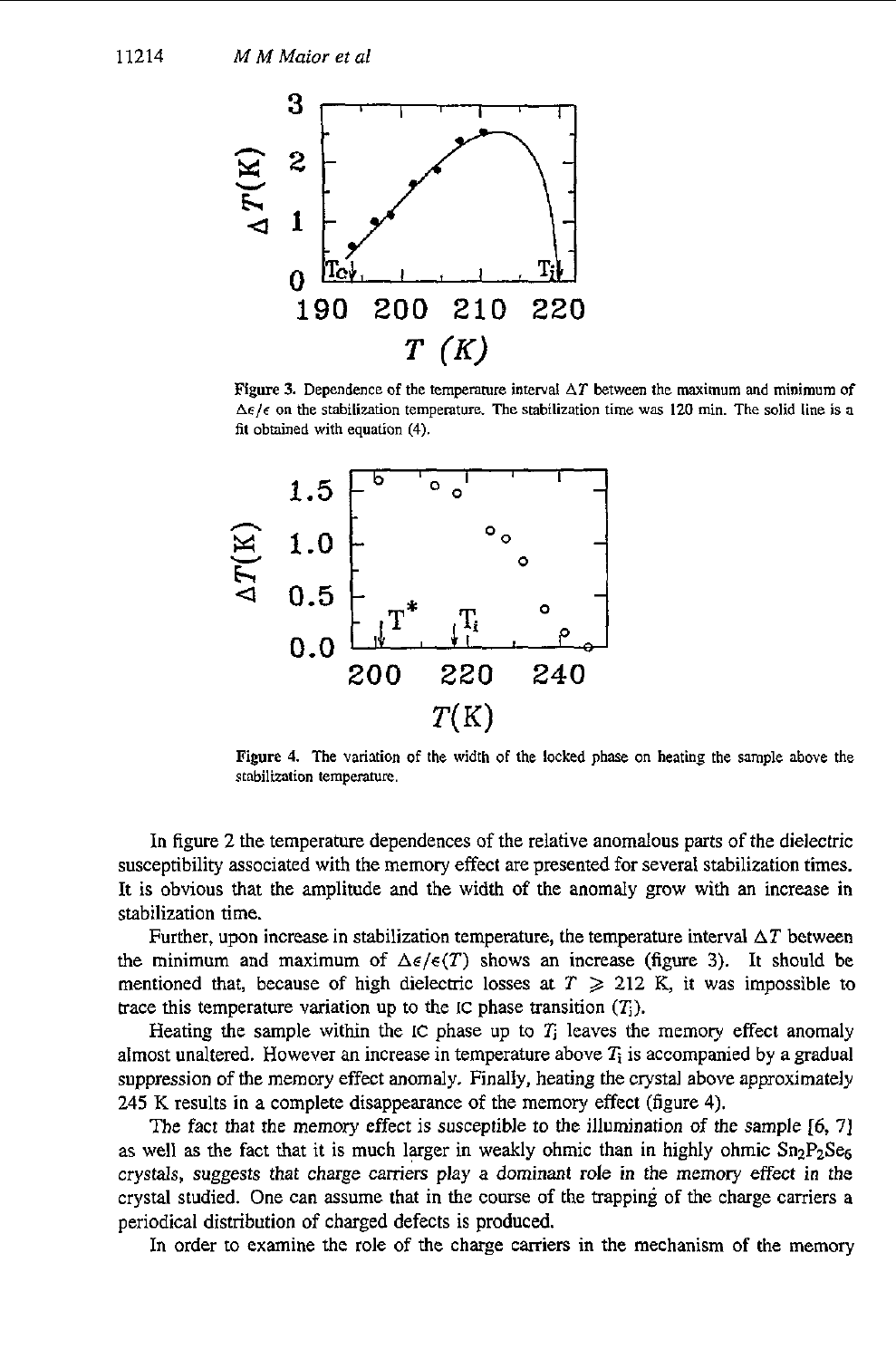**Figure 3.** Dependence of the temperature interval $\Delta T$ between the maximum and minimum of $\Delta\epsilon/\epsilon$ on the stabilization temperature. The stabilization time was 120 min. The solid line is a fit obtained with equation (4).

**Figure 4.** The variation of the width of the locked phase on heating the sample above the stabilization temperature.

In figure 2 the temperature dependences of the relative anomalous parts of the dielectric susceptibility associated with the memory effect are presented for several stabilization times. It is obvious that the amplitude and the width of the anomaly grow with an increase in stabilization time.

Further, upon increase in stabilization temperature, the temperature interval $\Delta T$ between the minimum and maximum of $\Delta\epsilon/\epsilon(T)$ shows an increase (figure 3). It should be mentioned that, because of high dielectric losses at $T \geqslant 212$ K, it was impossible to trace this temperature variation up to the IC phase transition ($T_i$).

Heating the sample within the IC phase up to $T_i$ leaves the memory effect anomaly almost unaltered. However an increase in temperature above $T_i$ is accompanied by a gradual suppression of the memory effect anomaly. Finally, heating the crystal above approximately 245 K results in a complete disappearance of the memory effect (figure 4).

The fact that the memory effect is susceptible to the illumination of the sample [6, 7] as well as the fact that it is much larger in weakly ohmic than in highly ohmic $Sn_2P_2Se_6$ crystals, suggests that charge carriers play a dominant role in the memory effect in the crystal studied. One can assume that in the course of the trapping of the charge carriers a periodical distribution of charged defects is produced.

In order to examine the role of the charge carriers in the mechanism of the memory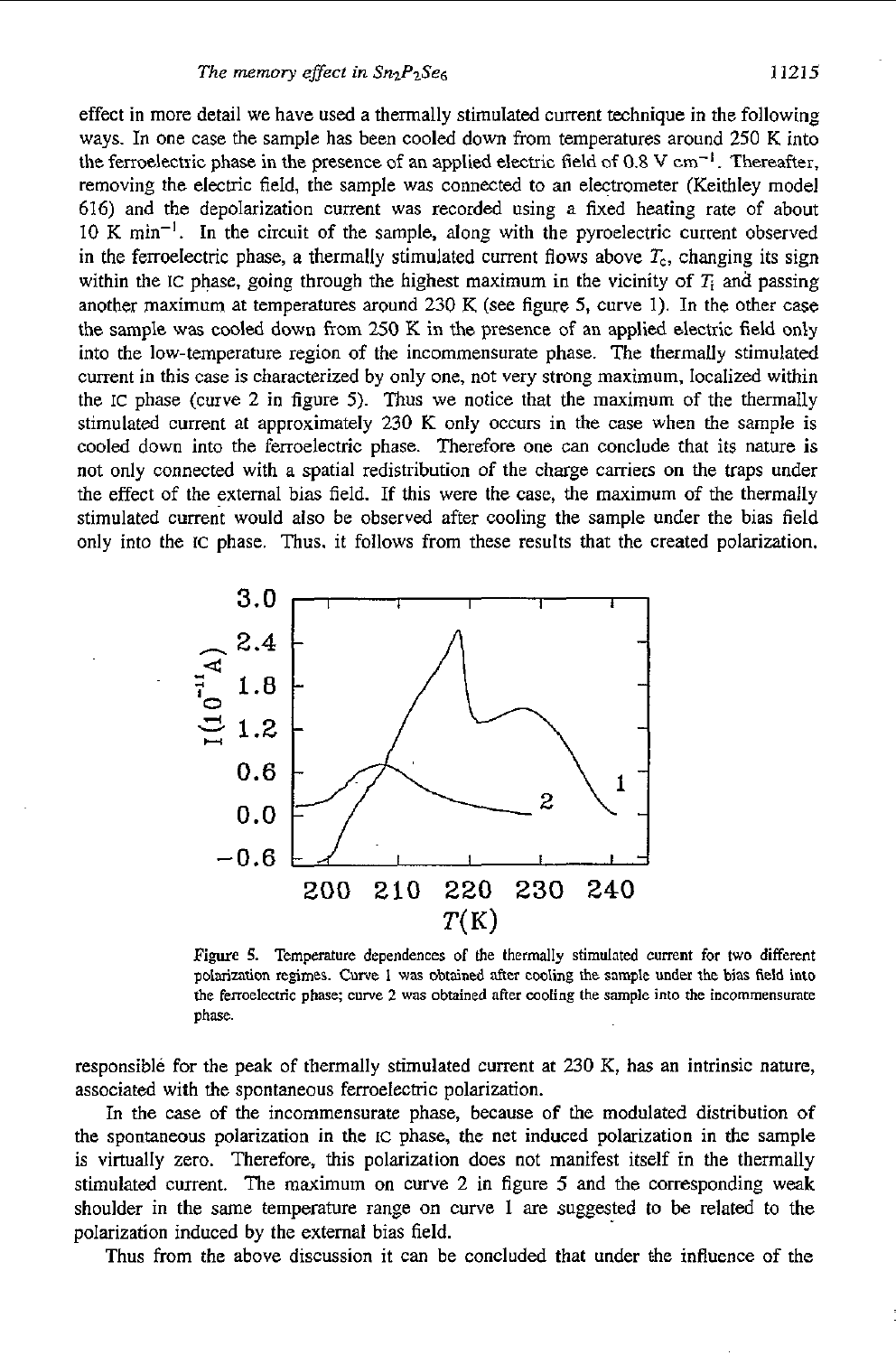effect in more detail we have used a thermally stimulated current technique in the following ways. In one case the sample has been cooled down from temperatures around 250 K into the ferroelectric phase in the presence of an applied electric field of 0.8 V cm$^{-1}$. Thereafter, removing the electric field, the sample was connected to an electrometer (Keithley model 616) and the depolarization current was recorded using a fixed heating rate of about 10 K min$^{-1}$. In the circuit of the sample, along with the pyroelectric current observed in the ferroelectric phase, a thermally stimulated current flows above $T_c$, changing its sign within the IC phase, going through the highest maximum in the vicinity of $T_i$ and passing another maximum at temperatures around 230 K (see figure 5, curve 1). In the other case the sample was cooled down from 250 K in the presence of an applied electric field only into the low-temperature region of the incommensurate phase. The thermally stimulated current in this case is characterized by only one, not very strong maximum, localized within the IC phase (curve 2 in figure 5). Thus we notice that the maximum of the thermally stimulated current at approximately 230 K only occurs in the case when the sample is cooled down into the ferroelectric phase. Therefore one can conclude that its nature is not only connected with a spatial redistribution of the charge carriers on the traps under the effect of the external bias field. If this were the case, the maximum of the thermally stimulated current would also be observed after cooling the sample under the bias field only into the IC phase. Thus, it follows from these results that the created polarization, responsible for the peak of thermally stimulated current at 230 K, has an intrinsic nature, associated with the spontaneous ferroelectric polarization.

**Figure 5.** Temperature dependences of the thermally stimulated current for two different polarization regimes. Curve 1 was obtained after cooling the sample under the bias field into the ferroelectric phase; curve 2 was obtained after cooling the sample into the incommensurate phase.

In the case of the incommensurate phase, because of the modulated distribution of the spontaneous polarization in the IC phase, the net induced polarization in the sample is virtually zero. Therefore, this polarization does not manifest itself in the thermally stimulated current. The maximum on curve 2 in figure 5 and the corresponding weak shoulder in the same temperature range on curve 1 are suggested to be related to the polarization induced by the external bias field.

Thus from the above discussion it can be concluded that under the influence of the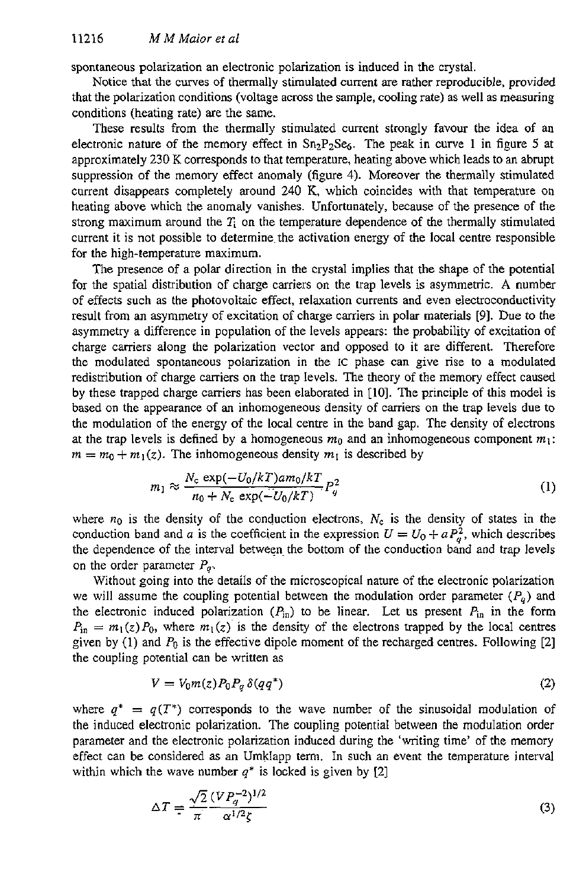spontaneous polarization an electronic polarization is induced in the crystal.

Notice that the curves of thermally stimulated current are rather reproducible, provided that the polarization conditions (voltage across the sample, cooling rate) as well as measuring conditions (heating rate) are the same.

These results from the thermally stimulated current strongly favour the idea of an electronic nature of the memory effect in $Sn_2P_2Se_6$. The peak in curve 1 in figure 5 at approximately 230 K corresponds to that temperature, heating above which leads to an abrupt suppression of the memory effect anomaly (figure 4). Moreover the thermally stimulated current disappears completely around 240 K, which coincides with that temperature on heating above which the anomaly vanishes. Unfortunately, because of the presence of the strong maximum around the $T_i$ on the temperature dependence of the thermally stimulated current it is not possible to determine the activation energy of the local centre responsible for the high-temperature maximum.

The presence of a polar direction in the crystal implies that the shape of the potential for the spatial distribution of charge carriers on the trap levels is asymmetric. A number of effects such as the photovoltaic effect, relaxation currents and even electroconductivity result from an asymmetry of excitation of charge carriers in polar materials [9]. Due to the asymmetry a difference in population of the levels appears: the probability of excitation of charge carriers along the polarization vector and opposed to it are different. Therefore the modulated spontaneous polarization in the IC phase can give rise to a modulated redistribution of charge carriers on the trap levels. The theory of the memory effect caused by these trapped charge carriers has been elaborated in [10]. The principle of this model is based on the appearance of an inhomogeneous density of carriers on the trap levels due to the modulation of the energy of the local centre in the band gap. The density of electrons at the trap levels is defined by a homogeneous $m_0$ and an inhomogeneous component $m_1$: $m = m_0 + m_1(z)$. The inhomogeneous density $m_1$ is described by

$$m_1 \approx \frac{N_c \exp(-U_0/kT) a m_0 / kT}{n_0 + N_c \exp(-U_0/kT)} P_q^2 \tag{1}$$

where $n_0$ is the density of the conduction electrons, $N_c$ is the density of states in the conduction band and $a$ is the coefficient in the expression $U = U_0 + aP_q^2$, which describes the dependence of the interval between the bottom of the conduction band and trap levels on the order parameter $P_q$.

Without going into the details of the microscopical nature of the electronic polarization we will assume the coupling potential between the modulation order parameter ($P_q$) and the electronic induced polarization ($P_{in}$) to be linear. Let us present $P_{in}$ in the form $P_{in} = m_1(z)P_0$, where $m_1(z)$ is the density of the electrons trapped by the local centres given by (1) and $P_0$ is the effective dipole moment of the recharged centres. Following [2] the coupling potential can be written as

$$V = V_0 m(z) P_0 P_q \, \delta(qq^*) \tag{2}$$

where $q^* = q(T^*)$ corresponds to the wave number of the sinusoidal modulation of the induced electronic polarization. The coupling potential between the modulation order parameter and the electronic polarization induced during the 'writing time' of the memory effect can be considered as an Umklapp term. In such an event the temperature interval within which the wave number $q^*$ is locked is given by [2]

$$\Delta T = \frac{\sqrt{2}}{\pi} \frac{(V P_q^{-2})^{1/2}}{\alpha^{1/2} \zeta} \tag{3}$$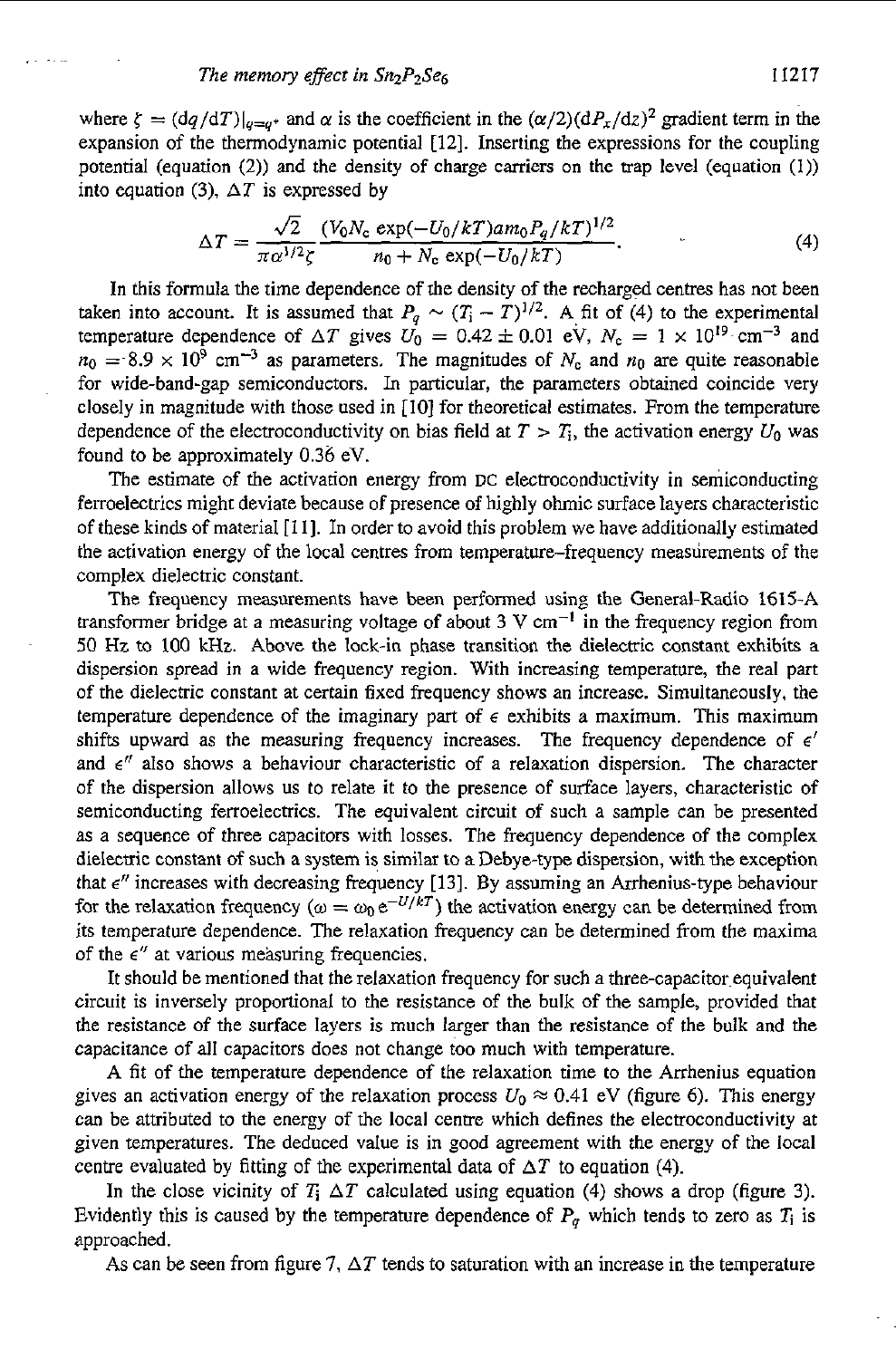where $\zeta = (\mathrm{d}q/\mathrm{d}T)|_{q=q^*}$ and $\alpha$ is the coefficient in the $(\alpha/2)(\mathrm{d}P_x/\mathrm{d}z)^2$ gradient term in the expansion of the thermodynamic potential [12]. Inserting the expressions for the coupling potential (equation (2)) and the density of charge carriers on the trap level (equation (1)) into equation (3), $\Delta T$ is expressed by

$$\Delta T = \frac{\sqrt{2}}{\pi\alpha^{1/2}\zeta}\frac{(V_0 N_c \exp(-U_0/kT) a m_0 P_q/kT)^{1/2}}{n_0 + N_c \exp(-U_0/kT)}. \tag{4}$$

In this formula the time dependence of the density of the recharged centres has not been taken into account. It is assumed that $P_q \sim (T_i - T)^{1/2}$. A fit of (4) to the experimental temperature dependence of $\Delta T$ gives $U_0 = 0.42 \pm 0.01$ eV, $N_c = 1 \times 10^{19}$ cm$^{-3}$ and $n_0 = 8.9 \times 10^9$ cm$^{-3}$ as parameters. The magnitudes of $N_c$ and $n_0$ are quite reasonable for wide-band-gap semiconductors. In particular, the parameters obtained coincide very closely in magnitude with those used in [10] for theoretical estimates. From the temperature dependence of the electroconductivity on bias field at $T > T_i$, the activation energy $U_0$ was found to be approximately 0.36 eV.

The estimate of the activation energy from DC electroconductivity in semiconducting ferroelectrics might deviate because of presence of highly ohmic surface layers characteristic of these kinds of material [11]. In order to avoid this problem we have additionally estimated the activation energy of the local centres from temperature–frequency measurements of the complex dielectric constant.

The frequency measurements have been performed using the General-Radio 1615-A transformer bridge at a measuring voltage of about 3 V cm$^{-1}$ in the frequency region from 50 Hz to 100 kHz. Above the lock-in phase transition the dielectric constant exhibits a dispersion spread in a wide frequency region. With increasing temperature, the real part of the dielectric constant at certain fixed frequency shows an increase. Simultaneously, the temperature dependence of the imaginary part of $\epsilon$ exhibits a maximum. This maximum shifts upward as the measuring frequency increases. The frequency dependence of $\epsilon'$ and $\epsilon''$ also shows a behaviour characteristic of a relaxation dispersion. The character of the dispersion allows us to relate it to the presence of surface layers, characteristic of semiconducting ferroelectrics. The equivalent circuit of such a sample can be presented as a sequence of three capacitors with losses. The frequency dependence of the complex dielectric constant of such a system is similar to a Debye-type dispersion, with the exception that $\epsilon''$ increases with decreasing frequency [13]. By assuming an Arrhenius-type behaviour for the relaxation frequency ($\omega = \omega_0\,\mathrm{e}^{-U/kT}$) the activation energy can be determined from its temperature dependence. The relaxation frequency can be determined from the maxima of the $\epsilon''$ at various measuring frequencies.

It should be mentioned that the relaxation frequency for such a three-capacitor equivalent circuit is inversely proportional to the resistance of the bulk of the sample, provided that the resistance of the surface layers is much larger than the resistance of the bulk and the capacitance of all capacitors does not change too much with temperature.

A fit of the temperature dependence of the relaxation time to the Arrhenius equation gives an activation energy of the relaxation process $U_0 \approx 0.41$ eV (figure 6). This energy can be attributed to the energy of the local centre which defines the electroconductivity at given temperatures. The deduced value is in good agreement with the energy of the local centre evaluated by fitting of the experimental data of $\Delta T$ to equation (4).

In the close vicinity of $T_i$ $\Delta T$ calculated using equation (4) shows a drop (figure 3). Evidently this is caused by the temperature dependence of $P_q$ which tends to zero as $T_i$ is approached.

As can be seen from figure 7, $\Delta T$ tends to saturation with an increase in the temperature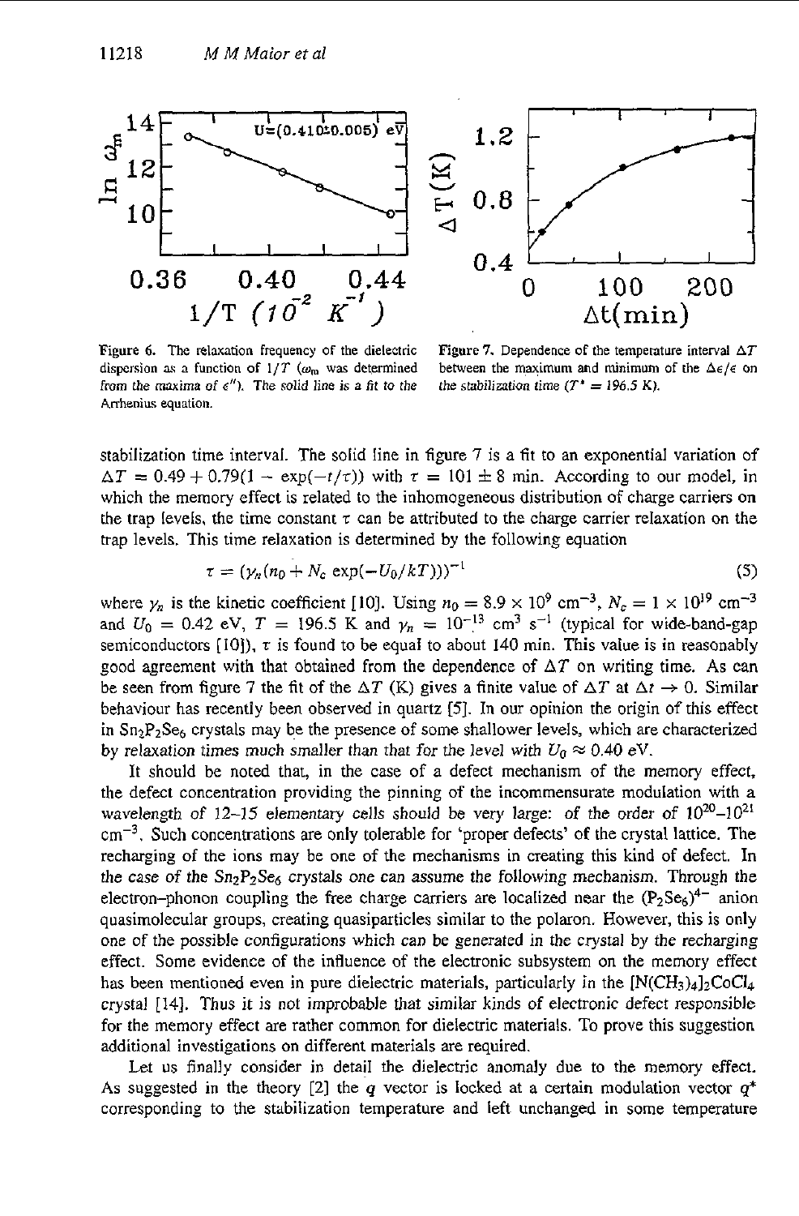Figure 6. The relaxation frequency of the dielectric dispersion as a function of $1/T$ ($\omega_m$ was determined from the maxima of $\epsilon''$). The solid line is a fit to the Arrhenius equation.

Figure 7. Dependence of the temperature interval $\Delta T$ between the maximum and minimum of the $\Delta\epsilon/\epsilon$ on the stabilization time ($T^* = 196.5$ K).

stabilization time interval. The solid line in figure 7 is a fit to an exponential variation of $\Delta T = 0.49 + 0.79(1 - \exp(-t/\tau))$ with $\tau = 101 \pm 8$ min. According to our model, in which the memory effect is related to the inhomogeneous distribution of charge carriers on the trap levels, the time constant $\tau$ can be attributed to the charge carrier relaxation on the trap levels. This time relaxation is determined by the following equation

$$\tau = (\gamma_n(n_0 + N_c \exp(-U_0/kT)))^{-1} \tag{5}$$

where $\gamma_n$ is the kinetic coefficient [10]. Using $n_0 = 8.9 \times 10^9$ cm$^{-3}$, $N_c = 1 \times 10^{19}$ cm$^{-3}$ and $U_0 = 0.42$ eV, $T = 196.5$ K and $\gamma_n = 10^{-13}$ cm$^3$ s$^{-1}$ (typical for wide-band-gap semiconductors [10]), $\tau$ is found to be equal to about 140 min. This value is in reasonably good agreement with that obtained from the dependence of $\Delta T$ on writing time. As can be seen from figure 7 the fit of the $\Delta T$ (K) gives a finite value of $\Delta T$ at $\Delta t \to 0$. Similar behaviour has recently been observed in quartz [5]. In our opinion the origin of this effect in $Sn_2P_2Se_6$ crystals may be the presence of some shallower levels, which are characterized by relaxation times much smaller than that for the level with $U_0 \approx 0.40$ eV.

It should be noted that, in the case of a defect mechanism of the memory effect, the defect concentration providing the pinning of the incommensurate modulation with a wavelength of 12–15 elementary cells should be very large: of the order of $10^{20}$–$10^{21}$ cm$^{-3}$. Such concentrations are only tolerable for 'proper defects' of the crystal lattice. The recharging of the ions may be one of the mechanisms in creating this kind of defect. In the case of the $Sn_2P_2Se_6$ crystals one can assume the following mechanism. Through the electron–phonon coupling the free charge carriers are localized near the $(P_2Se_6)^{4-}$ anion quasimolecular groups, creating quasiparticles similar to the polaron. However, this is only one of the possible configurations which can be generated in the crystal by the recharging effect. Some evidence of the influence of the electronic subsystem on the memory effect has been mentioned even in pure dielectric materials, particularly in the $[N(CH_3)_4]_2CoCl_4$ crystal [14]. Thus it is not improbable that similar kinds of electronic defect responsible for the memory effect are rather common for dielectric materials. To prove this suggestion additional investigations on different materials are required.

Let us finally consider in detail the dielectric anomaly due to the memory effect. As suggested in the theory [2] the $q$ vector is locked at a certain modulation vector $q^*$ corresponding to the stabilization temperature and left unchanged in some temperature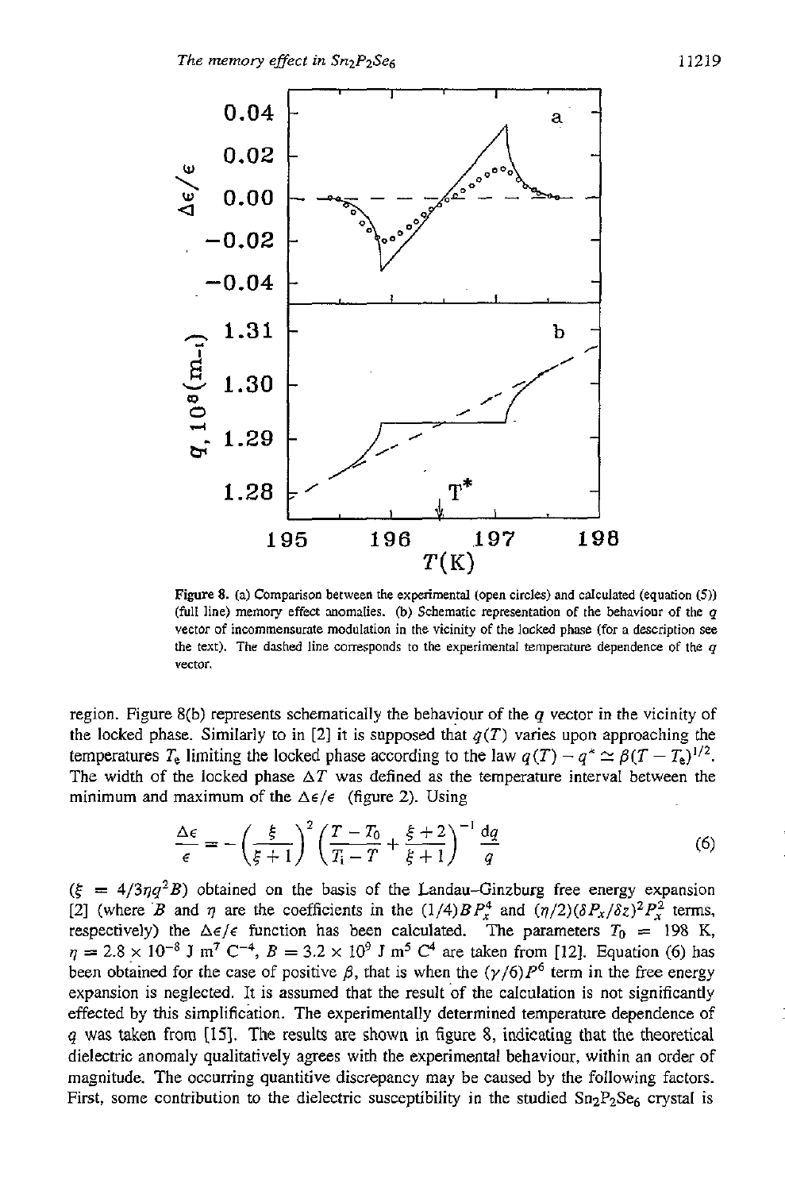**Figure 8.** (a) Comparison between the experimental (open circles) and calculated (equation (5)) (full line) memory effect anomalies. (b) Schematic representation of the behaviour of the $q$ vector of incommensurate modulation in the vicinity of the locked phase (for a description see the text). The dashed line corresponds to the experimental temperature dependence of the $q$ vector.

region. Figure 8(b) represents schematically the behaviour of the $q$ vector in the vicinity of the locked phase. Similarly to in [2] it is supposed that $q(T)$ varies upon approaching the temperatures $T_e$ limiting the locked phase according to the law $q(T) - q^* \simeq \beta(T - T_e)^{1/2}$. The width of the locked phase $\Delta T$ was defined as the temperature interval between the minimum and maximum of the $\Delta\epsilon/\epsilon$ (figure 2). Using

$$\frac{\Delta\epsilon}{\epsilon} = -\left(\frac{\xi}{\xi+1}\right)^2 \left(\frac{T - T_0}{T_i - T} + \frac{\xi+2}{\xi+1}\right)^{-1} \frac{\mathrm{d}q}{q} \tag{6}$$

($\xi = 4/3\eta q^2 B$) obtained on the basis of the Landau–Ginzburg free energy expansion [2] (where $B$ and $\eta$ are the coefficients in the $(1/4)BP_x^4$ and $(\eta/2)(\delta P_x/\delta z)^2 P_x^2$ terms, respectively) the $\Delta\epsilon/\epsilon$ function has been calculated. The parameters $T_0 = 198$ K, $\eta = 2.8 \times 10^{-8}$ J m$^7$ C$^{-4}$, $B = 3.2 \times 10^9$ J m$^5$ C$^4$ are taken from [12]. Equation (6) has been obtained for the case of positive $\beta$, that is when the $(\gamma/6)P^6$ term in the free energy expansion is neglected. It is assumed that the result of the calculation is not significantly effected by this simplification. The experimentally determined temperature dependence of $q$ was taken from [15]. The results are shown in figure 8, indicating that the theoretical dielectric anomaly qualitatively agrees with the experimental behaviour, within an order of magnitude. The occurring quantitive discrepancy may be caused by the following factors. First, some contribution to the dielectric susceptibility in the studied $Sn_2P_2Se_6$ crystal is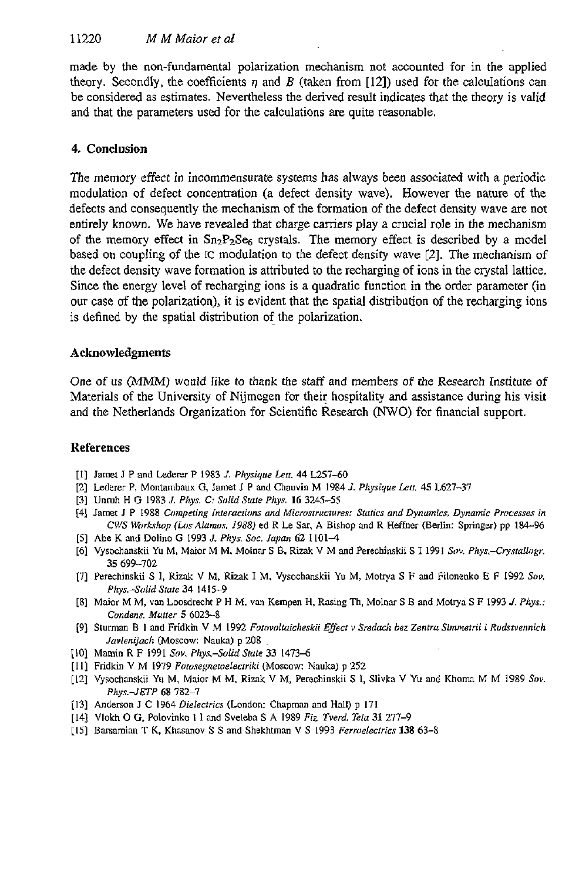made by the non-fundamental polarization mechanism not accounted for in the applied theory. Secondly, the coefficients $\eta$ and $B$ (taken from [12]) used for the calculations can be considered as estimates. Nevertheless the derived result indicates that the theory is valid and that the parameters used for the calculations are quite reasonable.

## 4. Conclusion

The memory effect in incommensurate systems has always been associated with a periodic modulation of defect concentration (a defect density wave). However the nature of the defects and consequently the mechanism of the formation of the defect density wave are not entirely known. We have revealed that charge carriers play a crucial role in the mechanism of the memory effect in $Sn_2P_2Se_6$ crystals. The memory effect is described by a model based on coupling of the IC modulation to the defect density wave [2]. The mechanism of the defect density wave formation is attributed to the recharging of ions in the crystal lattice. Since the energy level of recharging ions is a quadratic function in the order parameter (in our case of the polarization), it is evident that the spatial distribution of the recharging ions is defined by the spatial distribution of the polarization.

## Acknowledgments

One of us (MMM) would like to thank the staff and members of the Research Institute of Materials of the University of Nijmegen for their hospitality and assistance during his visit and the Netherlands Organization for Scientific Research (NWO) for financial support.

## References

[1] Jamet J P and Lederer P 1983 *J. Physique Lett.* 44 L257–60

[2] Lederer P, Montambaux G, Jamet J P and Chauvin M 1984 *J. Physique Lett.* 45 L627–37

[3] Unruh H G 1983 *J. Phys. C: Solid State Phys.* 16 3245–55

[4] Jamet J P 1988 *Competing Interactions and Microstructures: Statics and Dynamics, Dynamic Processes in CWS Workshop (Los Alamos, 1988)* ed R Le Sar, A Bishop and R Heffner (Berlin: Springer) pp 184–96

[5] Abe K and Dolino G 1993 *J. Phys. Soc. Japan* 62 1101–4

[6] Vysochanskii Yu M, Maior M M, Molnar S B, Rizak V M and Perechinskii S I 1991 *Sov. Phys.–Crystallogr.* 35 699–702

[7] Perechinskii S I, Rizak V M, Rizak I M, Vysochanskii Yu M, Motrya S F and Filonenko E F 1992 *Sov. Phys.–Solid State* 34 1415–9

[8] Maior M M, van Loosdrecht P H M, van Kempen H, Rasing Th, Molnar S B and Motrya S F 1993 *J. Phys.: Condens. Matter* 5 6023–8

[9] Sturman B I and Fridkin V M 1992 *Fotovoltaicheskii Effect v Sredach bez Zentra Simmetrii i Rodstvennich Javlenijach* (Moscow: Nauka) p 208

[10] Mamin R F 1991 *Sov. Phys.–Solid State* 33 1473–6

[11] Fridkin V M 1979 *Fotosegnetoelectriki* (Moscow: Nauka) p 252

[12] Vysochanskii Yu M, Maior M M, Rizak V M, Perechinskii S I, Slivka V Yu and Khoma M M 1989 *Sov. Phys.–JETP* 68 782–7

[13] Anderson J C 1964 *Dielectrics* (London: Chapman and Hall) p 171

[14] Vlokh O G, Polovinko I I and Sveleba S A 1989 *Fiz. Tverd. Tela* 31 277–9

[15] Barsamian T K, Khasanov S S and Shekhtman V S 1993 *Ferroelectrics* 138 63–8